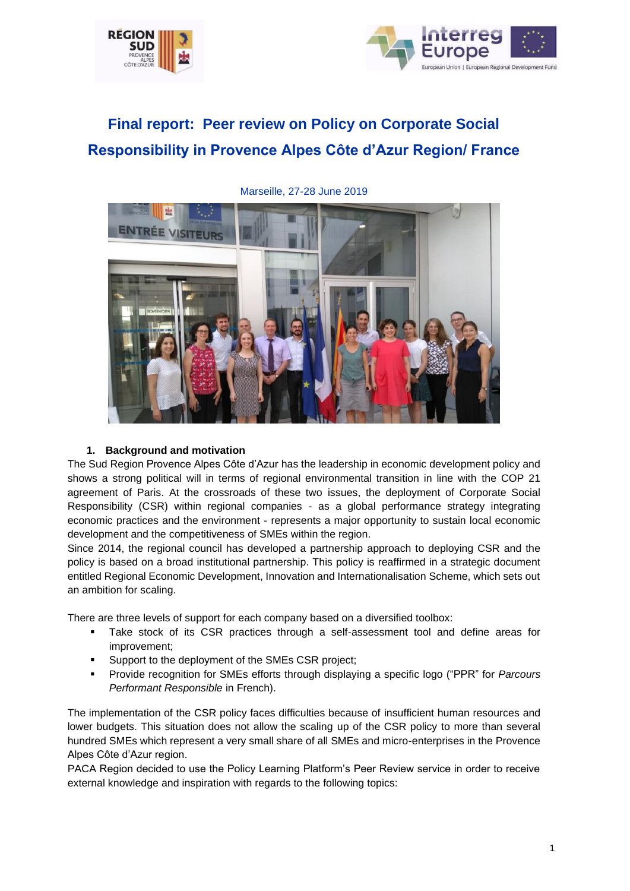# Final report: Peer review on Policy on Corporate Social Responsibility in Provence Alpes Côte d'Azur Region/ France

Marseille, 27-28 June 2019

## 1. Background and motivation

The Sud Region Provence Alpes Côte d'Azur has the leadership in economic development policy and shows a strong political will in terms of regional environmental transition in line with the COP 21 agreement of Paris. At the crossroads of these two issues, the deployment of Corporate Social Responsibility (CSR) within regional companies - as a global performance strategy integrating economic practices and the environment - represents a major opportunity to sustain local economic development and the competitiveness of SMEs within the region.

Since 2014, the regional council has developed a partnership approach to deploying CSR and the policy is based on a broad institutional partnership. This policy is reaffirmed in a strategic document entitled Regional Economic Development, Innovation and Internationalisation Scheme, which sets out an ambition for scaling.

There are three levels of support for each company based on a diversified toolbox:

- Take stock of its CSR practices through a self-assessment tool and define areas for improvement;
- Support to the deployment of the SMEs CSR project;
- Provide recognition for SMEs efforts through displaying a specific logo ("PPR" for *Parcours Performant Responsible* in French).

The implementation of the CSR policy faces difficulties because of insufficient human resources and lower budgets. This situation does not allow the scaling up of the CSR policy to more than several hundred SMEs which represent a very small share of all SMEs and micro-enterprises in the Provence Alpes Côte d'Azur region.

PACA Region decided to use the Policy Learning Platform's Peer Review service in order to receive external knowledge and inspiration with regards to the following topics: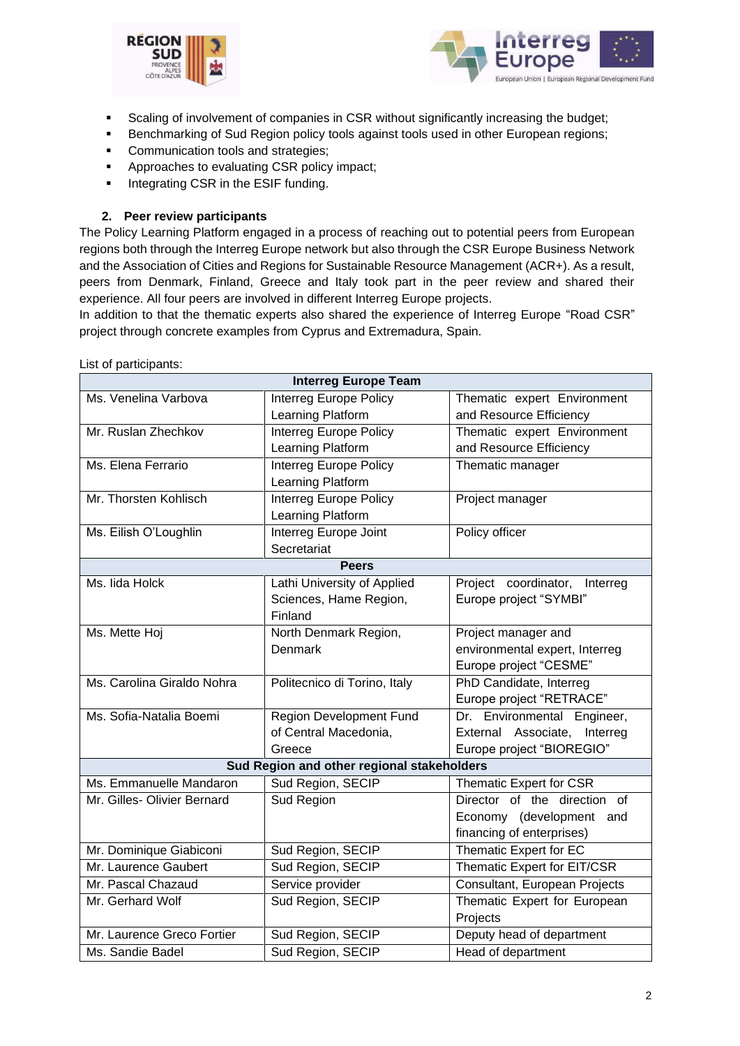- Scaling of involvement of companies in CSR without significantly increasing the budget;
- Benchmarking of Sud Region policy tools against tools used in other European regions;
- Communication tools and strategies;
- Approaches to evaluating CSR policy impact;
- Integrating CSR in the ESIF funding.

## 2. Peer review participants

The Policy Learning Platform engaged in a process of reaching out to potential peers from European regions both through the Interreg Europe network but also through the CSR Europe Business Network and the Association of Cities and Regions for Sustainable Resource Management (ACR+). As a result, peers from Denmark, Finland, Greece and Italy took part in the peer review and shared their experience. All four peers are involved in different Interreg Europe projects.
In addition to that the thematic experts also shared the experience of Interreg Europe "Road CSR" project through concrete examples from Cyprus and Extremadura, Spain.

List of participants:

| Interreg Europe Team | | |
|---|---|---|
| Ms. Venelina Varbova | Interreg Europe Policy Learning Platform | Thematic expert Environment and Resource Efficiency |
| Mr. Ruslan Zhechkov | Interreg Europe Policy Learning Platform | Thematic expert Environment and Resource Efficiency |
| Ms. Elena Ferrario | Interreg Europe Policy Learning Platform | Thematic manager |
| Mr. Thorsten Kohlisch | Interreg Europe Policy Learning Platform | Project manager |
| Ms. Eilish O'Loughlin | Interreg Europe Joint Secretariat | Policy officer |
| **Peers** | | |
| Ms. Iida Holck | Lathi University of Applied Sciences, Hame Region, Finland | Project coordinator, Interreg Europe project "SYMBI" |
| Ms. Mette Hoj | North Denmark Region, Denmark | Project manager and environmental expert, Interreg Europe project "CESME" |
| Ms. Carolina Giraldo Nohra | Politecnico di Torino, Italy | PhD Candidate, Interreg Europe project "RETRACE" |
| Ms. Sofia-Natalia Boemi | Region Development Fund of Central Macedonia, Greece | Dr. Environmental Engineer, External Associate, Interreg Europe project "BIOREGIO" |
| **Sud Region and other regional stakeholders** | | |
| Ms. Emmanuelle Mandaron | Sud Region, SECIP | Thematic Expert for CSR |
| Mr. Gilles- Olivier Bernard | Sud Region | Director of the direction of Economy (development and financing of enterprises) |
| Mr. Dominique Giabiconi | Sud Region, SECIP | Thematic Expert for EC |
| Mr. Laurence Gaubert | Sud Region, SECIP | Thematic Expert for EIT/CSR |
| Mr. Pascal Chazaud | Service provider | Consultant, European Projects |
| Mr. Gerhard Wolf | Sud Region, SECIP | Thematic Expert for European Projects |
| Mr. Laurence Greco Fortier | Sud Region, SECIP | Deputy head of department |
| Ms. Sandie Badel | Sud Region, SECIP | Head of department |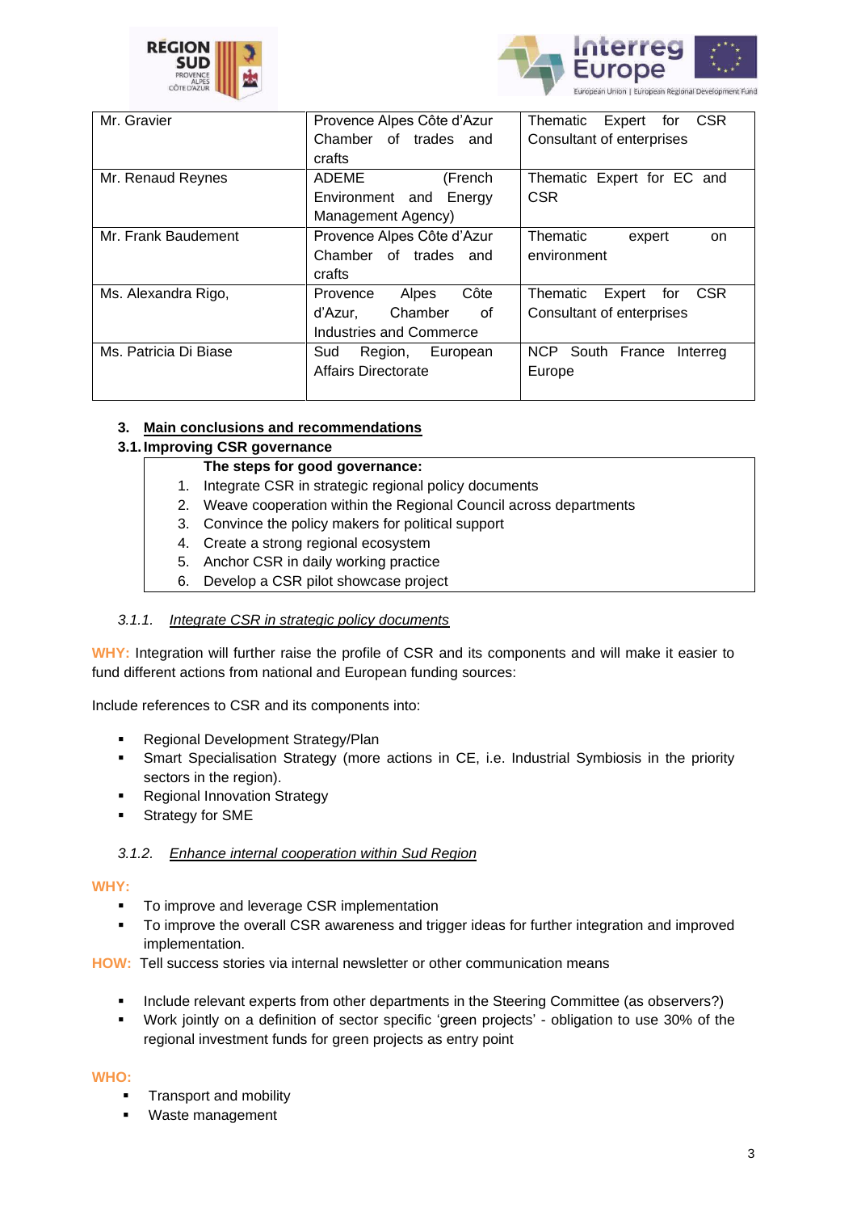| Mr. Gravier | Provence Alpes Côte d'Azur Chamber of trades and crafts | Thematic Expert for CSR Consultant of enterprises |
|---|---|---|
| Mr. Renaud Reynes | ADEME (French Environment and Energy Management Agency) | Thematic Expert for EC and CSR |
| Mr. Frank Baudement | Provence Alpes Côte d'Azur Chamber of trades and crafts | Thematic expert on environment |
| Ms. Alexandra Rigo, | Provence Alpes Côte d'Azur, Chamber of Industries and Commerce | Thematic Expert for CSR Consultant of enterprises |
| Ms. Patricia Di Biase | Sud Region, European Affairs Directorate | NCP South France Interreg Europe |

## 3. Main conclusions and recommendations

### 3.1. Improving CSR governance

**The steps for good governance:**

1. Integrate CSR in strategic regional policy documents
2. Weave cooperation within the Regional Council across departments
3. Convince the policy makers for political support
4. Create a strong regional ecosystem
5. Anchor CSR in daily working practice
6. Develop a CSR pilot showcase project

#### *3.1.1. Integrate CSR in strategic policy documents*

**WHY:** Integration will further raise the profile of CSR and its components and will make it easier to fund different actions from national and European funding sources:

Include references to CSR and its components into:

- Regional Development Strategy/Plan
- Smart Specialisation Strategy (more actions in CE, i.e. Industrial Symbiosis in the priority sectors in the region).
- Regional Innovation Strategy
- Strategy for SME

#### *3.1.2. Enhance internal cooperation within Sud Region*

**WHY:**

- To improve and leverage CSR implementation
- To improve the overall CSR awareness and trigger ideas for further integration and improved implementation.

**HOW:** Tell success stories via internal newsletter or other communication means

- Include relevant experts from other departments in the Steering Committee (as observers?)
- Work jointly on a definition of sector specific 'green projects' - obligation to use 30% of the regional investment funds for green projects as entry point

**WHO:**

- Transport and mobility
- Waste management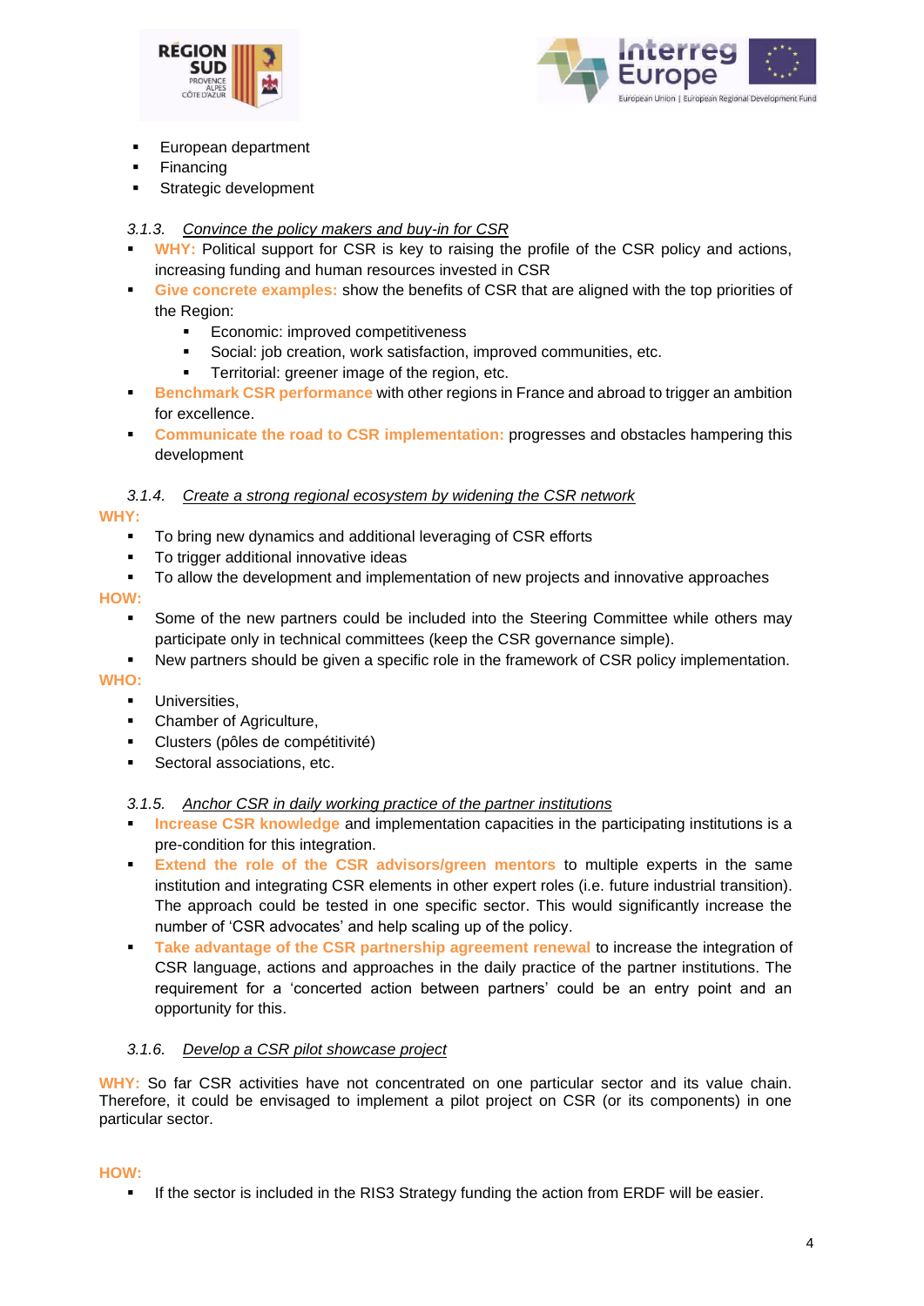- European department
- Financing
- Strategic development

#### 3.1.3. *Convince the policy makers and buy-in for CSR*

- **WHY:** Political support for CSR is key to raising the profile of the CSR policy and actions, increasing funding and human resources invested in CSR
- **Give concrete examples:** show the benefits of CSR that are aligned with the top priorities of the Region:
  - Economic: improved competitiveness
  - Social: job creation, work satisfaction, improved communities, etc.
  - Territorial: greener image of the region, etc.
- **Benchmark CSR performance** with other regions in France and abroad to trigger an ambition for excellence.
- **Communicate the road to CSR implementation:** progresses and obstacles hampering this development

#### 3.1.4. *Create a strong regional ecosystem by widening the CSR network*

**WHY:**

- To bring new dynamics and additional leveraging of CSR efforts
- To trigger additional innovative ideas
- To allow the development and implementation of new projects and innovative approaches

**HOW:**

- Some of the new partners could be included into the Steering Committee while others may participate only in technical committees (keep the CSR governance simple).
- New partners should be given a specific role in the framework of CSR policy implementation.

**WHO:**

- Universities,
- Chamber of Agriculture,
- Clusters (pôles de compétitivité)
- Sectoral associations, etc.

#### 3.1.5. *Anchor CSR in daily working practice of the partner institutions*

- **Increase CSR knowledge** and implementation capacities in the participating institutions is a pre-condition for this integration.
- **Extend the role of the CSR advisors/green mentors** to multiple experts in the same institution and integrating CSR elements in other expert roles (i.e. future industrial transition). The approach could be tested in one specific sector. This would significantly increase the number of 'CSR advocates' and help scaling up of the policy.
- **Take advantage of the CSR partnership agreement renewal** to increase the integration of CSR language, actions and approaches in the daily practice of the partner institutions. The requirement for a 'concerted action between partners' could be an entry point and an opportunity for this.

#### 3.1.6. *Develop a CSR pilot showcase project*

**WHY:** So far CSR activities have not concentrated on one particular sector and its value chain. Therefore, it could be envisaged to implement a pilot project on CSR (or its components) in one particular sector.

**HOW:**

- If the sector is included in the RIS3 Strategy funding the action from ERDF will be easier.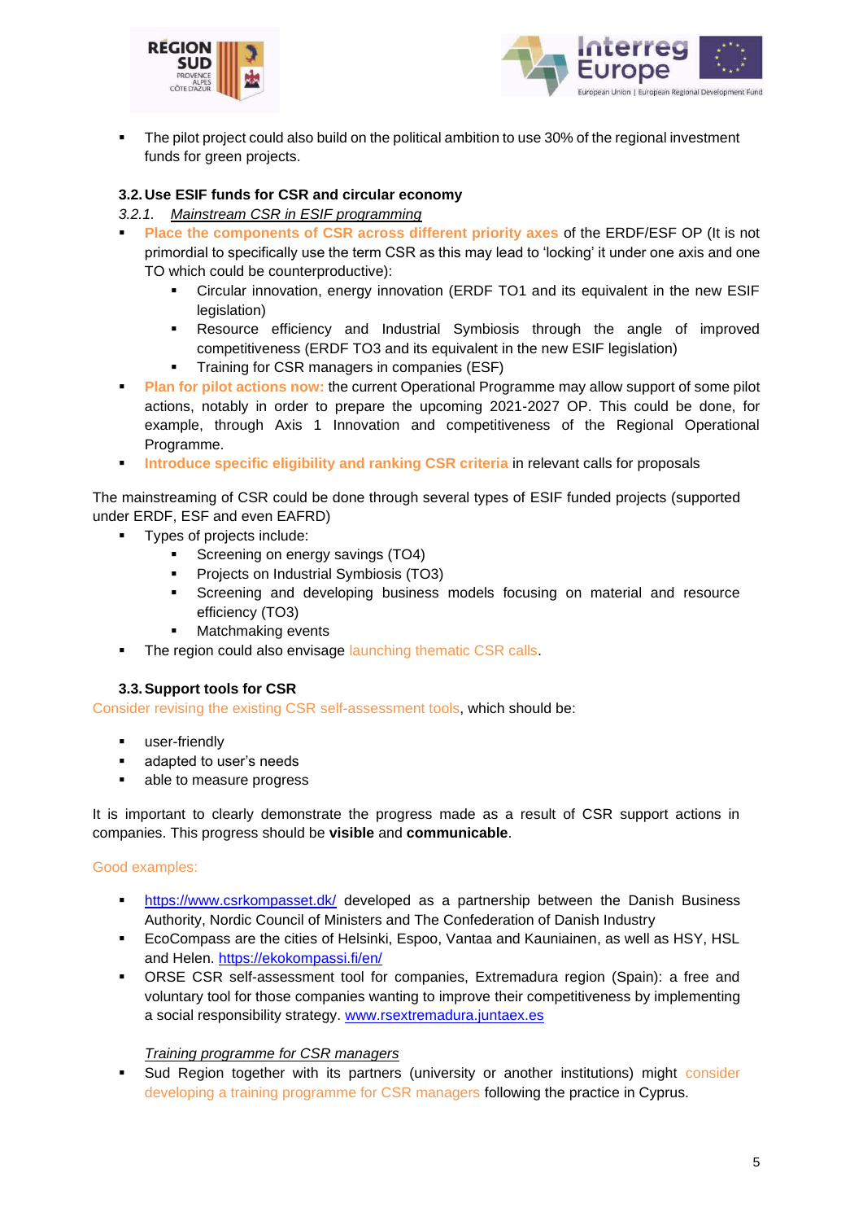- The pilot project could also build on the political ambition to use 30% of the regional investment funds for green projects.

### 3.2. Use ESIF funds for CSR and circular economy

*3.2.1. Mainstream CSR in ESIF programming*

- **Place the components of CSR across different priority axes** of the ERDF/ESF OP (It is not primordial to specifically use the term CSR as this may lead to 'locking' it under one axis and one TO which could be counterproductive):
  - Circular innovation, energy innovation (ERDF TO1 and its equivalent in the new ESIF legislation)
  - Resource efficiency and Industrial Symbiosis through the angle of improved competitiveness (ERDF TO3 and its equivalent in the new ESIF legislation)
  - Training for CSR managers in companies (ESF)
- **Plan for pilot actions now:** the current Operational Programme may allow support of some pilot actions, notably in order to prepare the upcoming 2021-2027 OP. This could be done, for example, through Axis 1 Innovation and competitiveness of the Regional Operational Programme.
- **Introduce specific eligibility and ranking CSR criteria** in relevant calls for proposals

The mainstreaming of CSR could be done through several types of ESIF funded projects (supported under ERDF, ESF and even EAFRD)

- Types of projects include:
  - Screening on energy savings (TO4)
  - Projects on Industrial Symbiosis (TO3)
  - Screening and developing business models focusing on material and resource efficiency (TO3)
  - Matchmaking events
- The region could also envisage launching thematic CSR calls.

### 3.3. Support tools for CSR

Consider revising the existing CSR self-assessment tools, which should be:

- user-friendly
- adapted to user's needs
- able to measure progress

It is important to clearly demonstrate the progress made as a result of CSR support actions in companies. This progress should be **visible** and **communicable**.

Good examples:

- https://www.csrkompasset.dk/ developed as a partnership between the Danish Business Authority, Nordic Council of Ministers and The Confederation of Danish Industry
- EcoCompass are the cities of Helsinki, Espoo, Vantaa and Kauniainen, as well as HSY, HSL and Helen. https://ekokompassi.fi/en/
- ORSE CSR self-assessment tool for companies, Extremadura region (Spain): a free and voluntary tool for those companies wanting to improve their competitiveness by implementing a social responsibility strategy. www.rsextremadura.juntaex.es

*Training programme for CSR managers*

- Sud Region together with its partners (university or another institutions) might consider developing a training programme for CSR managers following the practice in Cyprus.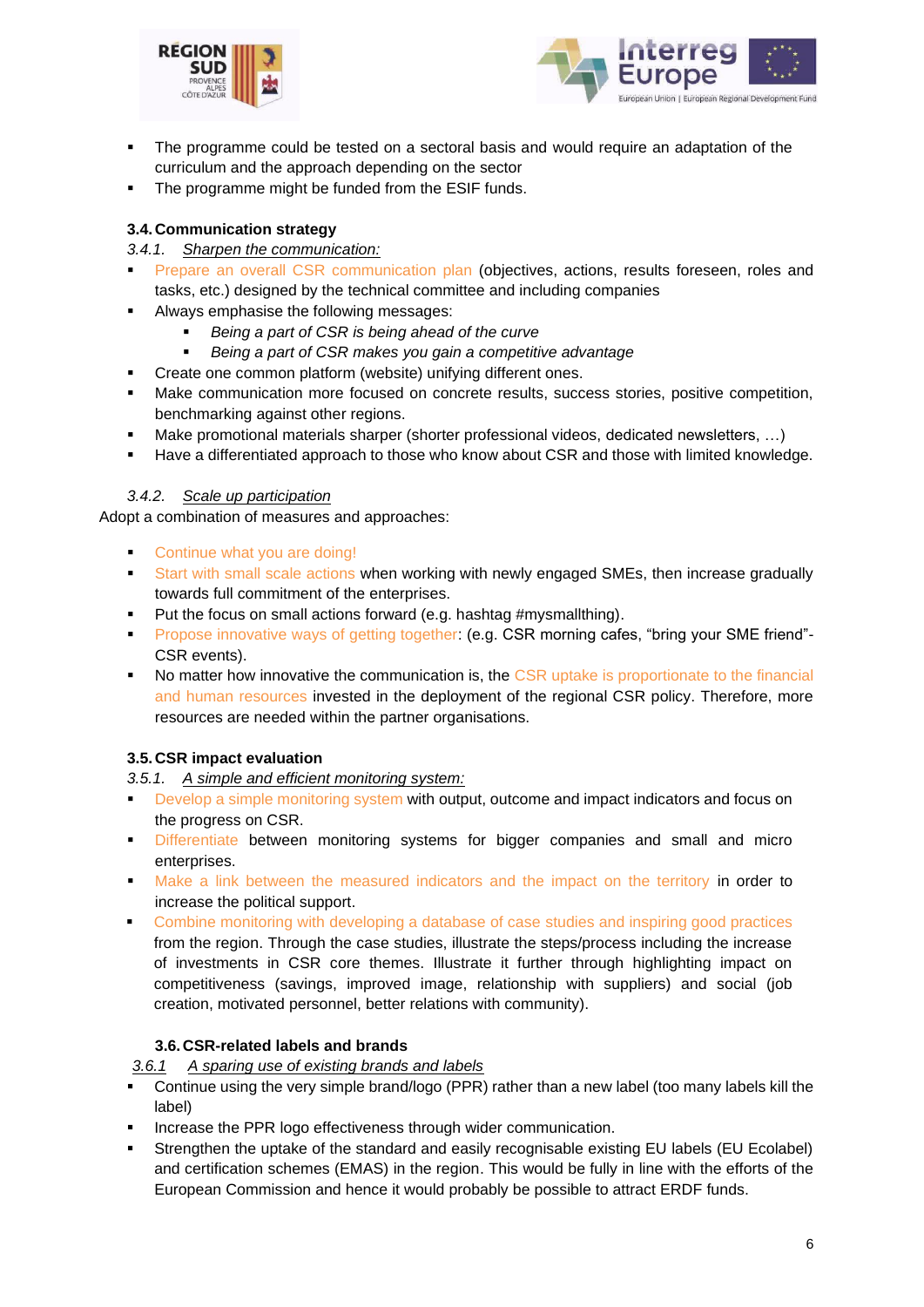- The programme could be tested on a sectoral basis and would require an adaptation of the curriculum and the approach depending on the sector
- The programme might be funded from the ESIF funds.

### 3.4. Communication strategy

#### *3.4.1. Sharpen the communication:*

- Prepare an overall CSR communication plan (objectives, actions, results foreseen, roles and tasks, etc.) designed by the technical committee and including companies
- Always emphasise the following messages:
  - *Being a part of CSR is being ahead of the curve*
  - *Being a part of CSR makes you gain a competitive advantage*
- Create one common platform (website) unifying different ones.
- Make communication more focused on concrete results, success stories, positive competition, benchmarking against other regions.
- Make promotional materials sharper (shorter professional videos, dedicated newsletters, …)
- Have a differentiated approach to those who know about CSR and those with limited knowledge.

#### *3.4.2. Scale up participation*

Adopt a combination of measures and approaches:

- Continue what you are doing!
- Start with small scale actions when working with newly engaged SMEs, then increase gradually towards full commitment of the enterprises.
- Put the focus on small actions forward (e.g. hashtag #mysmallthing).
- Propose innovative ways of getting together: (e.g. CSR morning cafes, "bring your SME friend"-CSR events).
- No matter how innovative the communication is, the CSR uptake is proportionate to the financial and human resources invested in the deployment of the regional CSR policy. Therefore, more resources are needed within the partner organisations.

### 3.5. CSR impact evaluation

#### *3.5.1. A simple and efficient monitoring system:*

- Develop a simple monitoring system with output, outcome and impact indicators and focus on the progress on CSR.
- Differentiate between monitoring systems for bigger companies and small and micro enterprises.
- Make a link between the measured indicators and the impact on the territory in order to increase the political support.
- Combine monitoring with developing a database of case studies and inspiring good practices from the region. Through the case studies, illustrate the steps/process including the increase of investments in CSR core themes. Illustrate it further through highlighting impact on competitiveness (savings, improved image, relationship with suppliers) and social (job creation, motivated personnel, better relations with community).

### 3.6. CSR-related labels and brands

#### *3.6.1 A sparing use of existing brands and labels*

- Continue using the very simple brand/logo (PPR) rather than a new label (too many labels kill the label)
- Increase the PPR logo effectiveness through wider communication.
- Strengthen the uptake of the standard and easily recognisable existing EU labels (EU Ecolabel) and certification schemes (EMAS) in the region. This would be fully in line with the efforts of the European Commission and hence it would probably be possible to attract ERDF funds.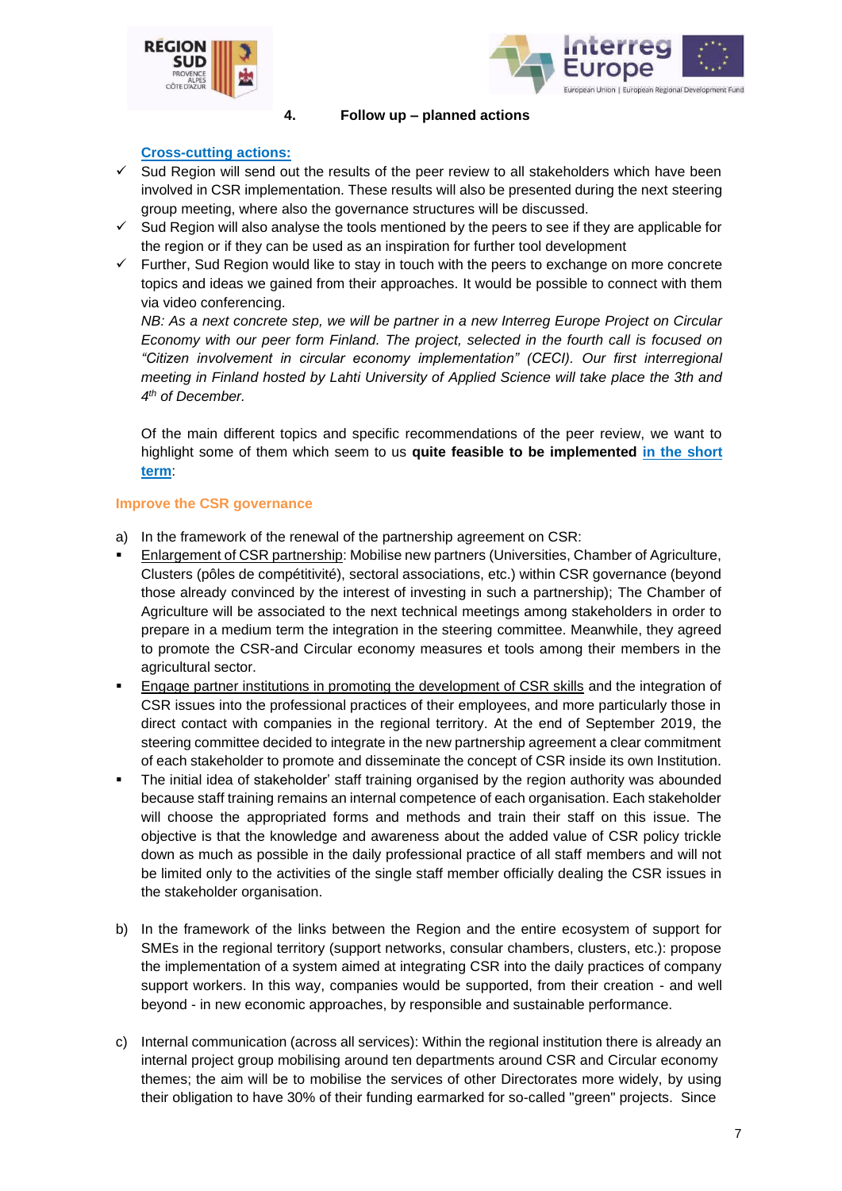## 4. Follow up – planned actions

**Cross-cutting actions:**

- ✓ Sud Region will send out the results of the peer review to all stakeholders which have been involved in CSR implementation. These results will also be presented during the next steering group meeting, where also the governance structures will be discussed.
- ✓ Sud Region will also analyse the tools mentioned by the peers to see if they are applicable for the region or if they can be used as an inspiration for further tool development
- ✓ Further, Sud Region would like to stay in touch with the peers to exchange on more concrete topics and ideas we gained from their approaches. It would be possible to connect with them via video conferencing.

  *NB: As a next concrete step, we will be partner in a new Interreg Europe Project on Circular Economy with our peer form Finland. The project, selected in the fourth call is focused on "Citizen involvement in circular economy implementation" (CECI). Our first interregional meeting in Finland hosted by Lahti University of Applied Science will take place the 3th and 4th of December.*

Of the main different topics and specific recommendations of the peer review, we want to highlight some of them which seem to us **quite feasible to be implemented** **in the short term**:

### Improve the CSR governance

a) In the framework of the renewal of the partnership agreement on CSR:

- Enlargement of CSR partnership: Mobilise new partners (Universities, Chamber of Agriculture, Clusters (pôles de compétitivité), sectoral associations, etc.) within CSR governance (beyond those already convinced by the interest of investing in such a partnership); The Chamber of Agriculture will be associated to the next technical meetings among stakeholders in order to prepare in a medium term the integration in the steering committee. Meanwhile, they agreed to promote the CSR-and Circular economy measures et tools among their members in the agricultural sector.
- Engage partner institutions in promoting the development of CSR skills and the integration of CSR issues into the professional practices of their employees, and more particularly those in direct contact with companies in the regional territory. At the end of September 2019, the steering committee decided to integrate in the new partnership agreement a clear commitment of each stakeholder to promote and disseminate the concept of CSR inside its own Institution.
- The initial idea of stakeholder' staff training organised by the region authority was abounded because staff training remains an internal competence of each organisation. Each stakeholder will choose the appropriated forms and methods and train their staff on this issue. The objective is that the knowledge and awareness about the added value of CSR policy trickle down as much as possible in the daily professional practice of all staff members and will not be limited only to the activities of the single staff member officially dealing the CSR issues in the stakeholder organisation.

b) In the framework of the links between the Region and the entire ecosystem of support for SMEs in the regional territory (support networks, consular chambers, clusters, etc.): propose the implementation of a system aimed at integrating CSR into the daily practices of company support workers. In this way, companies would be supported, from their creation - and well beyond - in new economic approaches, by responsible and sustainable performance.

c) Internal communication (across all services): Within the regional institution there is already an internal project group mobilising around ten departments around CSR and Circular economy themes; the aim will be to mobilise the services of other Directorates more widely, by using their obligation to have 30% of their funding earmarked for so-called "green" projects. Since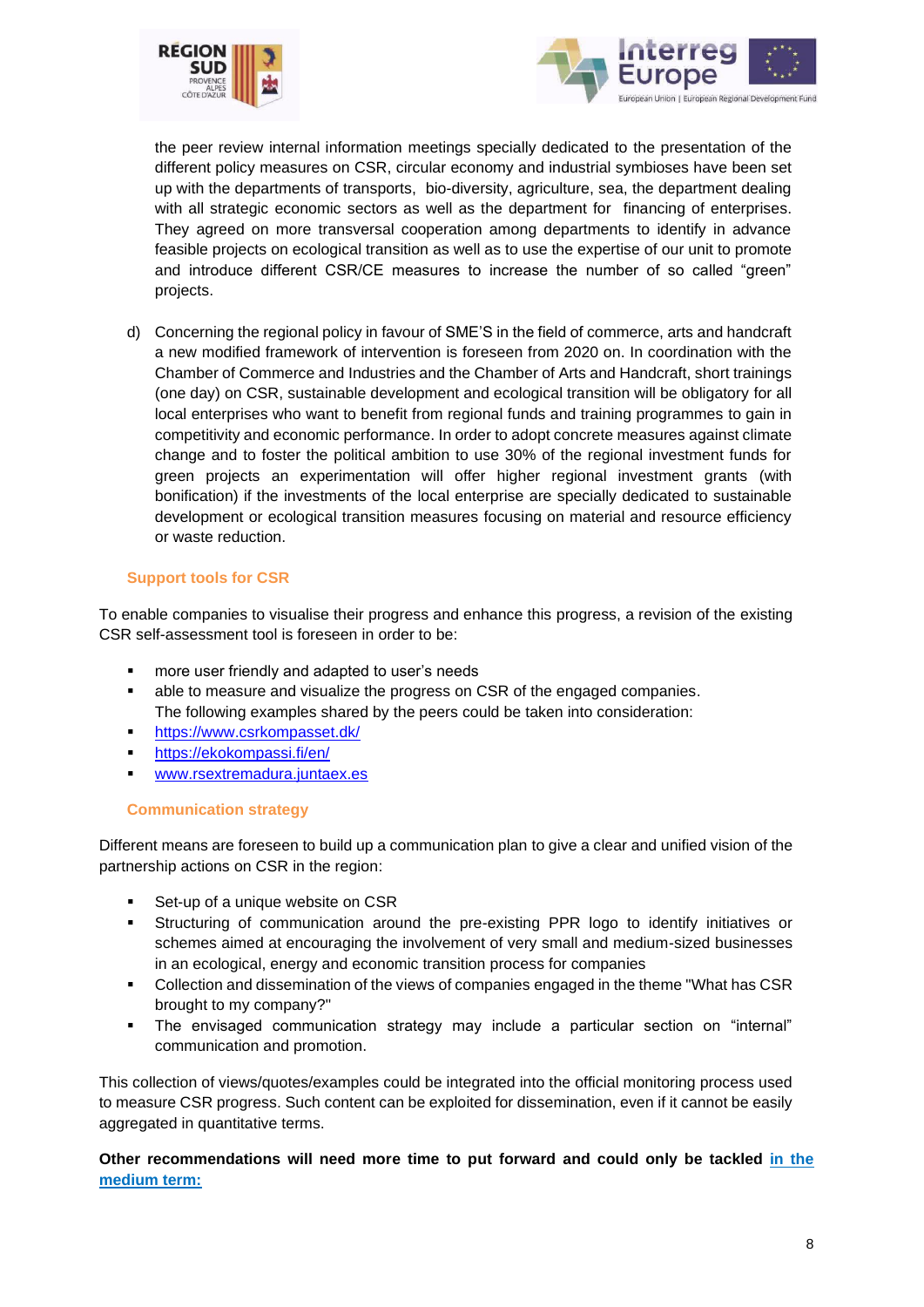the peer review internal information meetings specially dedicated to the presentation of the different policy measures on CSR, circular economy and industrial symbioses have been set up with the departments of transports, bio-diversity, agriculture, sea, the department dealing with all strategic economic sectors as well as the department for financing of enterprises. They agreed on more transversal cooperation among departments to identify in advance feasible projects on ecological transition as well as to use the expertise of our unit to promote and introduce different CSR/CE measures to increase the number of so called "green" projects.

d) Concerning the regional policy in favour of SME'S in the field of commerce, arts and handcraft a new modified framework of intervention is foreseen from 2020 on. In coordination with the Chamber of Commerce and Industries and the Chamber of Arts and Handcraft, short trainings (one day) on CSR, sustainable development and ecological transition will be obligatory for all local enterprises who want to benefit from regional funds and training programmes to gain in competitivity and economic performance. In order to adopt concrete measures against climate change and to foster the political ambition to use 30% of the regional investment funds for green projects an experimentation will offer higher regional investment grants (with bonification) if the investments of the local enterprise are specially dedicated to sustainable development or ecological transition measures focusing on material and resource efficiency or waste reduction.

### Support tools for CSR

To enable companies to visualise their progress and enhance this progress, a revision of the existing CSR self-assessment tool is foreseen in order to be:

- more user friendly and adapted to user's needs
- able to measure and visualize the progress on CSR of the engaged companies. The following examples shared by the peers could be taken into consideration:
- https://www.csrkompasset.dk/
- https://ekokompassi.fi/en/
- www.rsextremadura.juntaex.es

### Communication strategy

Different means are foreseen to build up a communication plan to give a clear and unified vision of the partnership actions on CSR in the region:

- Set-up of a unique website on CSR
- Structuring of communication around the pre-existing PPR logo to identify initiatives or schemes aimed at encouraging the involvement of very small and medium-sized businesses in an ecological, energy and economic transition process for companies
- Collection and dissemination of the views of companies engaged in the theme "What has CSR brought to my company?"
- The envisaged communication strategy may include a particular section on "internal" communication and promotion.

This collection of views/quotes/examples could be integrated into the official monitoring process used to measure CSR progress. Such content can be exploited for dissemination, even if it cannot be easily aggregated in quantitative terms.

**Other recommendations will need more time to put forward and could only be tackled in the medium term:**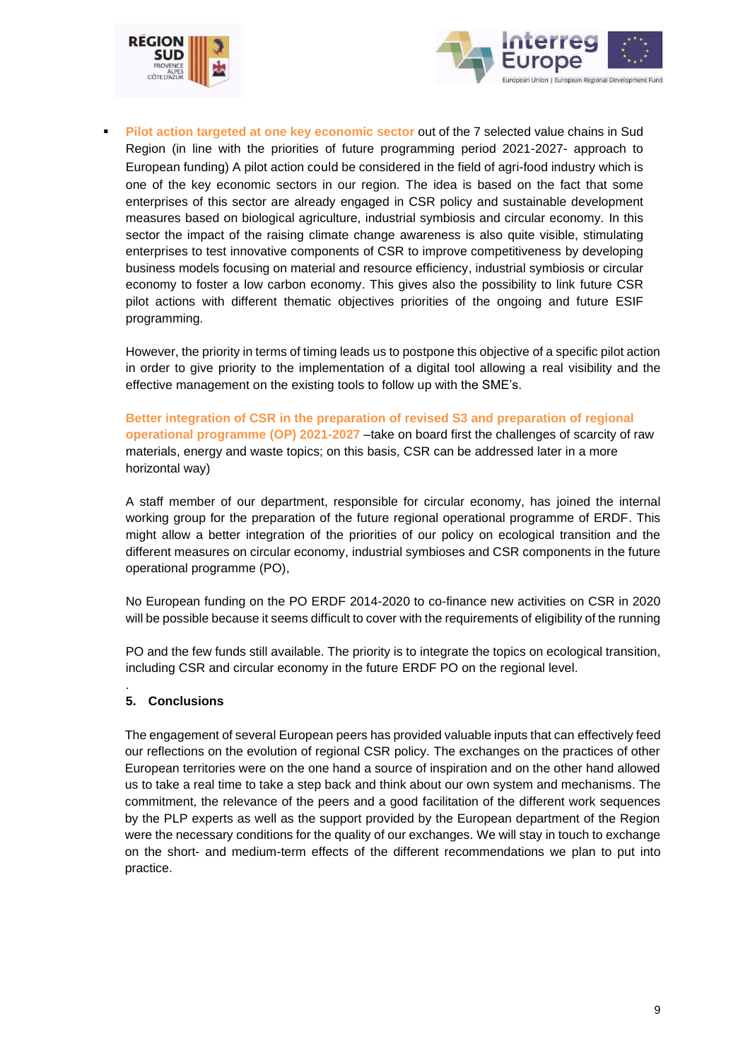- **Pilot action targeted at one key economic sector** out of the 7 selected value chains in Sud Region (in line with the priorities of future programming period 2021-2027- approach to European funding) A pilot action could be considered in the field of agri-food industry which is one of the key economic sectors in our region. The idea is based on the fact that some enterprises of this sector are already engaged in CSR policy and sustainable development measures based on biological agriculture, industrial symbiosis and circular economy. In this sector the impact of the raising climate change awareness is also quite visible, stimulating enterprises to test innovative components of CSR to improve competitiveness by developing business models focusing on material and resource efficiency, industrial symbiosis or circular economy to foster a low carbon economy. This gives also the possibility to link future CSR pilot actions with different thematic objectives priorities of the ongoing and future ESIF programming.

  However, the priority in terms of timing leads us to postpone this objective of a specific pilot action in order to give priority to the implementation of a digital tool allowing a real visibility and the effective management on the existing tools to follow up with the SME's.

  **Better integration of CSR in the preparation of revised S3 and preparation of regional operational programme (OP) 2021-2027** –take on board first the challenges of scarcity of raw materials, energy and waste topics; on this basis, CSR can be addressed later in a more horizontal way)

  A staff member of our department, responsible for circular economy, has joined the internal working group for the preparation of the future regional operational programme of ERDF. This might allow a better integration of the priorities of our policy on ecological transition and the different measures on circular economy, industrial symbioses and CSR components in the future operational programme (PO),

  No European funding on the PO ERDF 2014-2020 to co-finance new activities on CSR in 2020 will be possible because it seems difficult to cover with the requirements of eligibility of the running

  PO and the few funds still available. The priority is to integrate the topics on ecological transition, including CSR and circular economy in the future ERDF PO on the regional level.

.

## 5. Conclusions

The engagement of several European peers has provided valuable inputs that can effectively feed our reflections on the evolution of regional CSR policy. The exchanges on the practices of other European territories were on the one hand a source of inspiration and on the other hand allowed us to take a real time to take a step back and think about our own system and mechanisms. The commitment, the relevance of the peers and a good facilitation of the different work sequences by the PLP experts as well as the support provided by the European department of the Region were the necessary conditions for the quality of our exchanges. We will stay in touch to exchange on the short- and medium-term effects of the different recommendations we plan to put into practice.